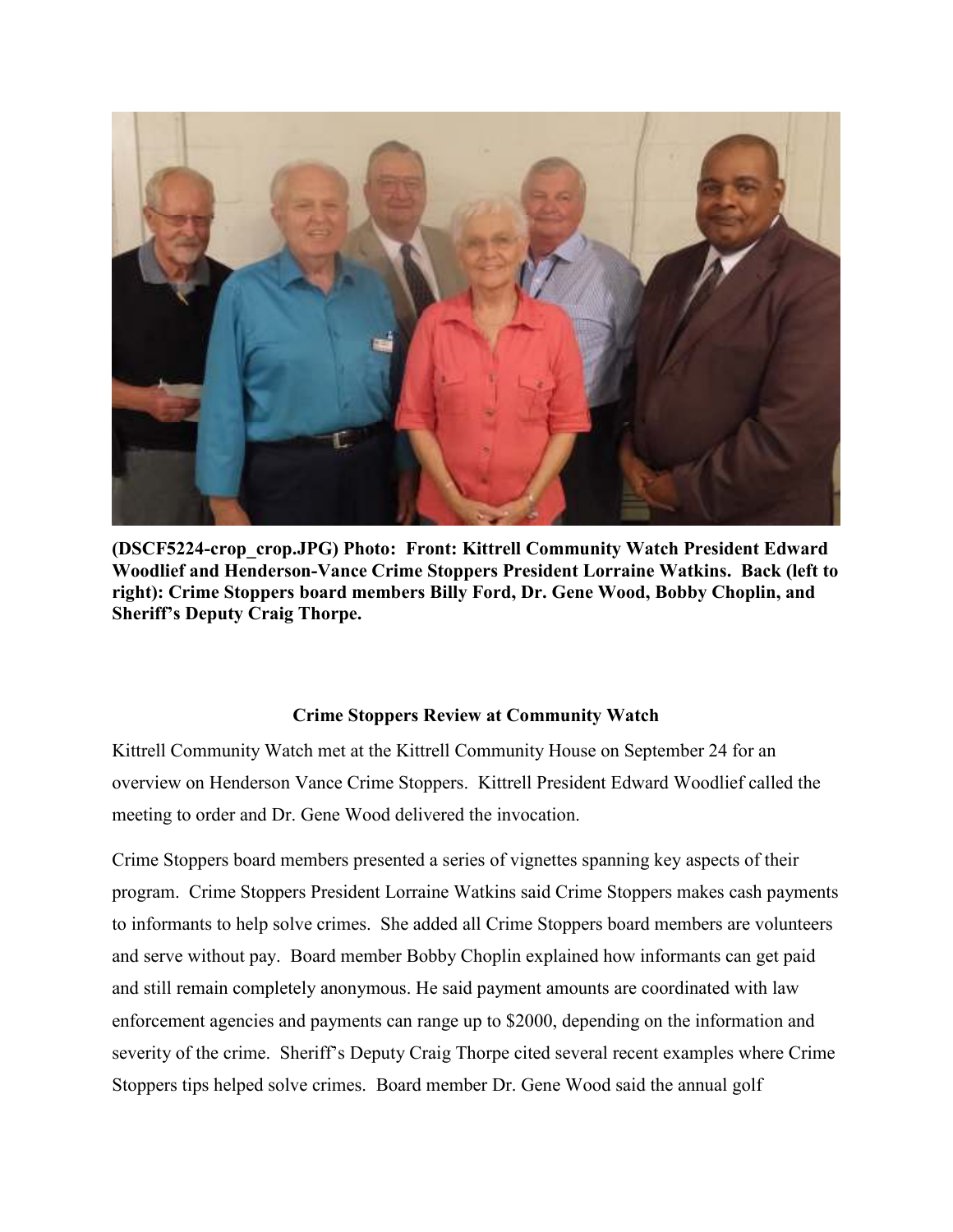**(DSCF5224-crop_crop.JPG) Photo: Front: Kittrell Community Watch President Edward Woodlief and Henderson-Vance Crime Stoppers President Lorraine Watkins. Back (left to right): Crime Stoppers board members Billy Ford, Dr. Gene Wood, Bobby Choplin, and Sheriff's Deputy Craig Thorpe.**

## Crime Stoppers Review at Community Watch

Kittrell Community Watch met at the Kittrell Community House on September 24 for an overview on Henderson Vance Crime Stoppers. Kittrell President Edward Woodlief called the meeting to order and Dr. Gene Wood delivered the invocation.

Crime Stoppers board members presented a series of vignettes spanning key aspects of their program. Crime Stoppers President Lorraine Watkins said Crime Stoppers makes cash payments to informants to help solve crimes. She added all Crime Stoppers board members are volunteers and serve without pay. Board member Bobby Choplin explained how informants can get paid and still remain completely anonymous. He said payment amounts are coordinated with law enforcement agencies and payments can range up to $2000, depending on the information and severity of the crime. Sheriff's Deputy Craig Thorpe cited several recent examples where Crime Stoppers tips helped solve crimes. Board member Dr. Gene Wood said the annual golf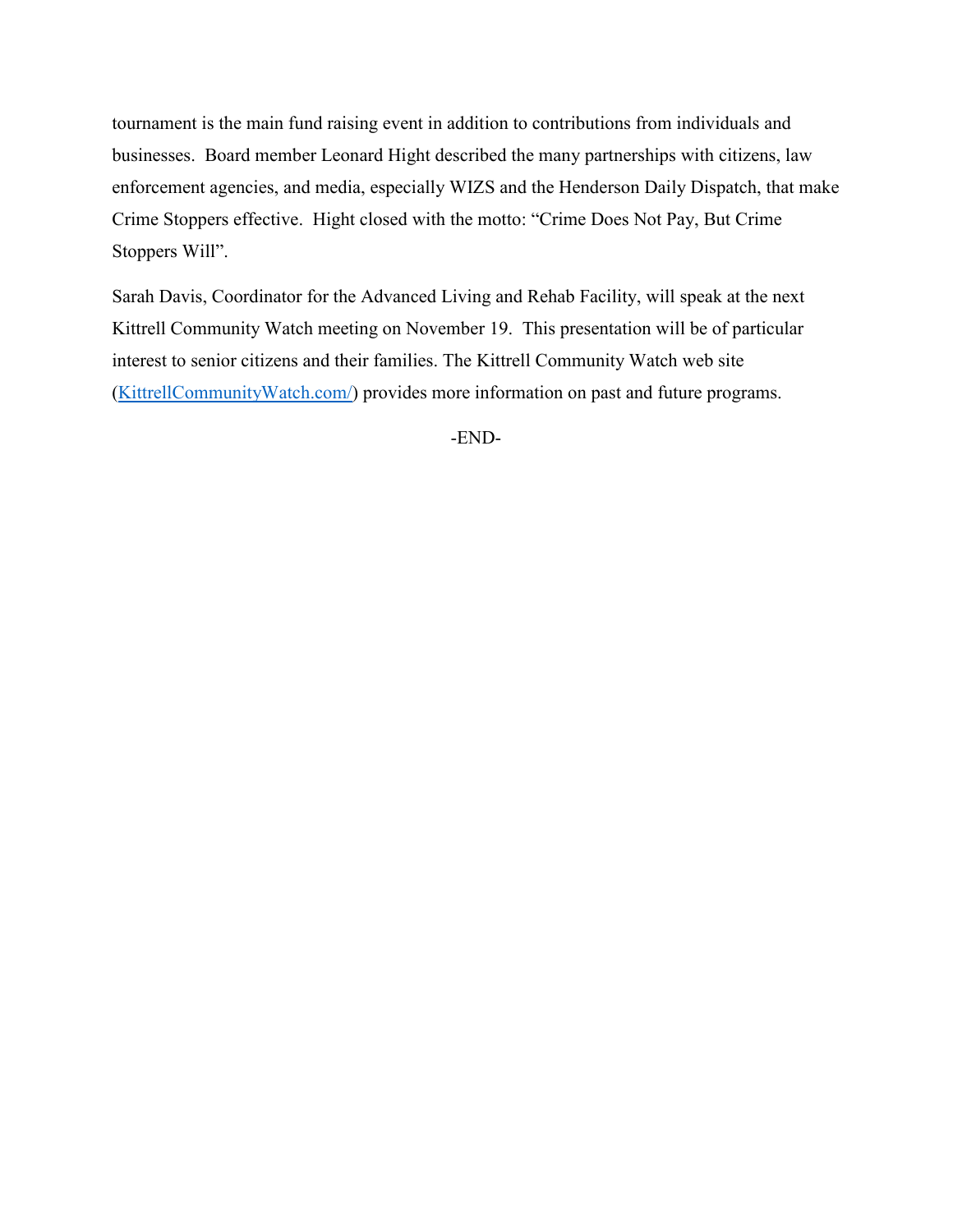tournament is the main fund raising event in addition to contributions from individuals and businesses. Board member Leonard Hight described the many partnerships with citizens, law enforcement agencies, and media, especially WIZS and the Henderson Daily Dispatch, that make Crime Stoppers effective. Hight closed with the motto: "Crime Does Not Pay, But Crime Stoppers Will".

Sarah Davis, Coordinator for the Advanced Living and Rehab Facility, will speak at the next Kittrell Community Watch meeting on November 19. This presentation will be of particular interest to senior citizens and their families. The Kittrell Community Watch web site (KittrellCommunityWatch.com/) provides more information on past and future programs.

-END-